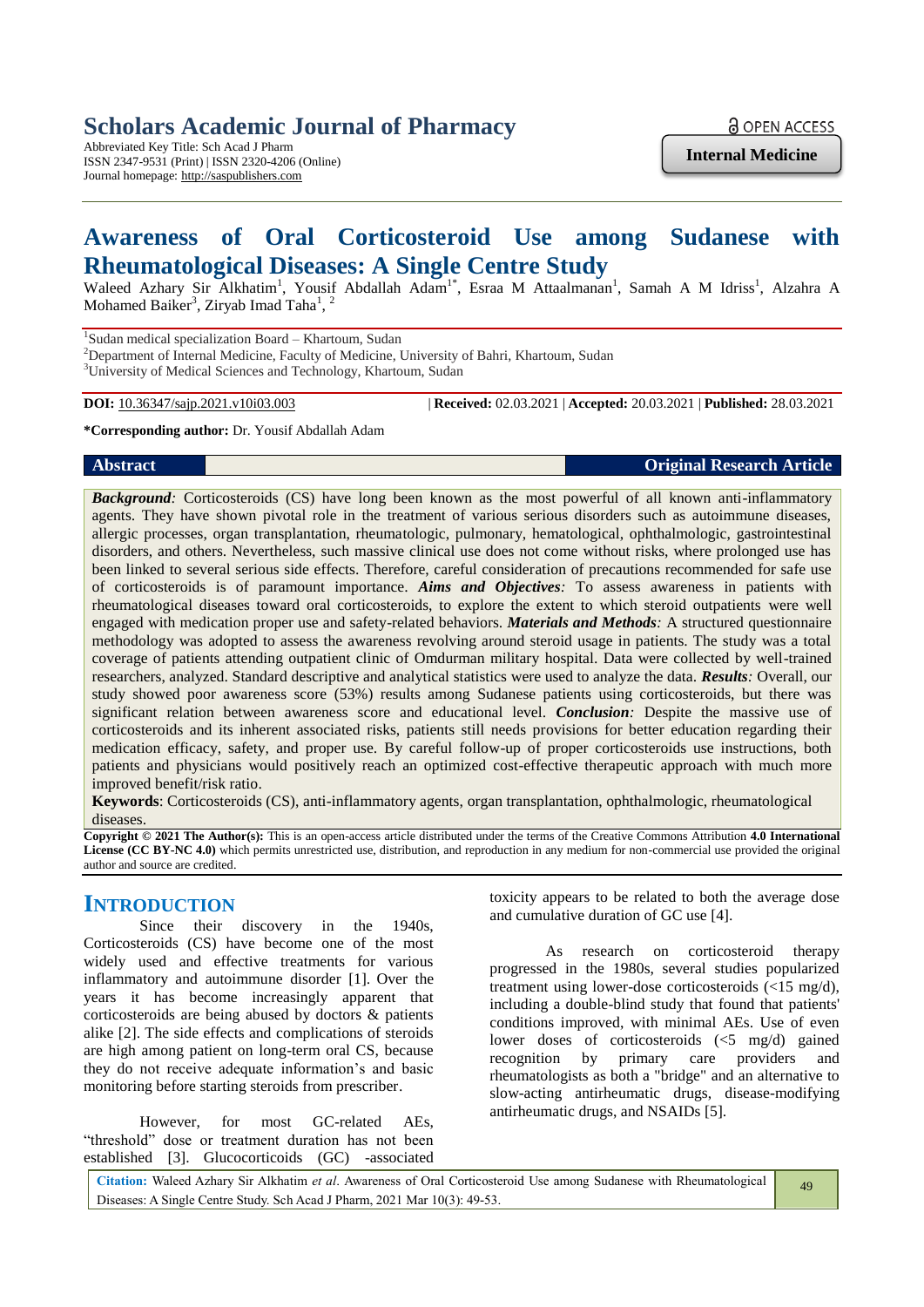Scholars Academic Journal of Pharmacy
Abbreviated Key Title: Sch Acad J Pharm
ISSN 2347-9531 (Print) | ISSN 2320-4206 (Online)
Journal homepage: http://saspublishers.com

OPEN ACCESS

**Internal Medicine**

# Awareness of Oral Corticosteroid Use among Sudanese with Rheumatological Diseases: A Single Centre Study

Waleed Azhary Sir Alkhatim[1], Yousif Abdallah Adam[1*], Esraa M Attaalmanan[1], Samah A M Idriss[1], Alzahra A Mohamed Baiker[3], Ziryab Imad Taha[1, 2]

[1]Sudan medical specialization Board – Khartoum, Sudan
[2]Department of Internal Medicine, Faculty of Medicine, University of Bahri, Khartoum, Sudan
[3]University of Medical Sciences and Technology, Khartoum, Sudan

**DOI:** 10.36347/sajp.2021.v10i03.003 | **Received:** 02.03.2021 | **Accepted:** 20.03.2021 | **Published:** 28.03.2021

**\*Corresponding author:** Dr. Yousif Abdallah Adam

**Abstract** | **Original Research Article**

***Background:*** Corticosteroids (CS) have long been known as the most powerful of all known anti-inflammatory agents. They have shown pivotal role in the treatment of various serious disorders such as autoimmune diseases, allergic processes, organ transplantation, rheumatologic, pulmonary, hematological, ophthalmologic, gastrointestinal disorders, and others. Nevertheless, such massive clinical use does not come without risks, where prolonged use has been linked to several serious side effects. Therefore, careful consideration of precautions recommended for safe use of corticosteroids is of paramount importance. ***Aims and Objectives:*** To assess awareness in patients with rheumatological diseases toward oral corticosteroids, to explore the extent to which steroid outpatients were well engaged with medication proper use and safety-related behaviors. ***Materials and Methods:*** A structured questionnaire methodology was adopted to assess the awareness revolving around steroid usage in patients. The study was a total coverage of patients attending outpatient clinic of Omdurman military hospital. Data were collected by well-trained researchers, analyzed. Standard descriptive and analytical statistics were used to analyze the data. ***Results:*** Overall, our study showed poor awareness score (53%) results among Sudanese patients using corticosteroids, but there was significant relation between awareness score and educational level. ***Conclusion:*** Despite the massive use of corticosteroids and its inherent associated risks, patients still needs provisions for better education regarding their medication efficacy, safety, and proper use. By careful follow-up of proper corticosteroids use instructions, both patients and physicians would positively reach an optimized cost-effective therapeutic approach with much more improved benefit/risk ratio.

**Keywords**: Corticosteroids (CS), anti-inflammatory agents, organ transplantation, ophthalmologic, rheumatological diseases.

**Copyright © 2021 The Author(s):** This is an open-access article distributed under the terms of the Creative Commons Attribution **4.0 International License (CC BY-NC 4.0)** which permits unrestricted use, distribution, and reproduction in any medium for non-commercial use provided the original author and source are credited.

## INTRODUCTION

Since their discovery in the 1940s, Corticosteroids (CS) have become one of the most widely used and effective treatments for various inflammatory and autoimmune disorder [1]. Over the years it has become increasingly apparent that corticosteroids are being abused by doctors & patients alike [2]. The side effects and complications of steroids are high among patient on long-term oral CS, because they do not receive adequate information's and basic monitoring before starting steroids from prescriber.

However, for most GC-related AEs, "threshold" dose or treatment duration has not been established [3]. Glucocorticoids (GC) -associated toxicity appears to be related to both the average dose and cumulative duration of GC use [4].

As research on corticosteroid therapy progressed in the 1980s, several studies popularized treatment using lower-dose corticosteroids (<15 mg/d), including a double-blind study that found that patients' conditions improved, with minimal AEs. Use of even lower doses of corticosteroids (<5 mg/d) gained recognition by primary care providers and rheumatologists as both a "bridge" and an alternative to slow-acting antirheumatic drugs, disease-modifying antirheumatic drugs, and NSAIDs [5].

**Citation:** Waleed Azhary Sir Alkhatim *et al*. Awareness of Oral Corticosteroid Use among Sudanese with Rheumatological Diseases: A Single Centre Study. Sch Acad J Pharm, 2021 Mar 10(3): 49-53.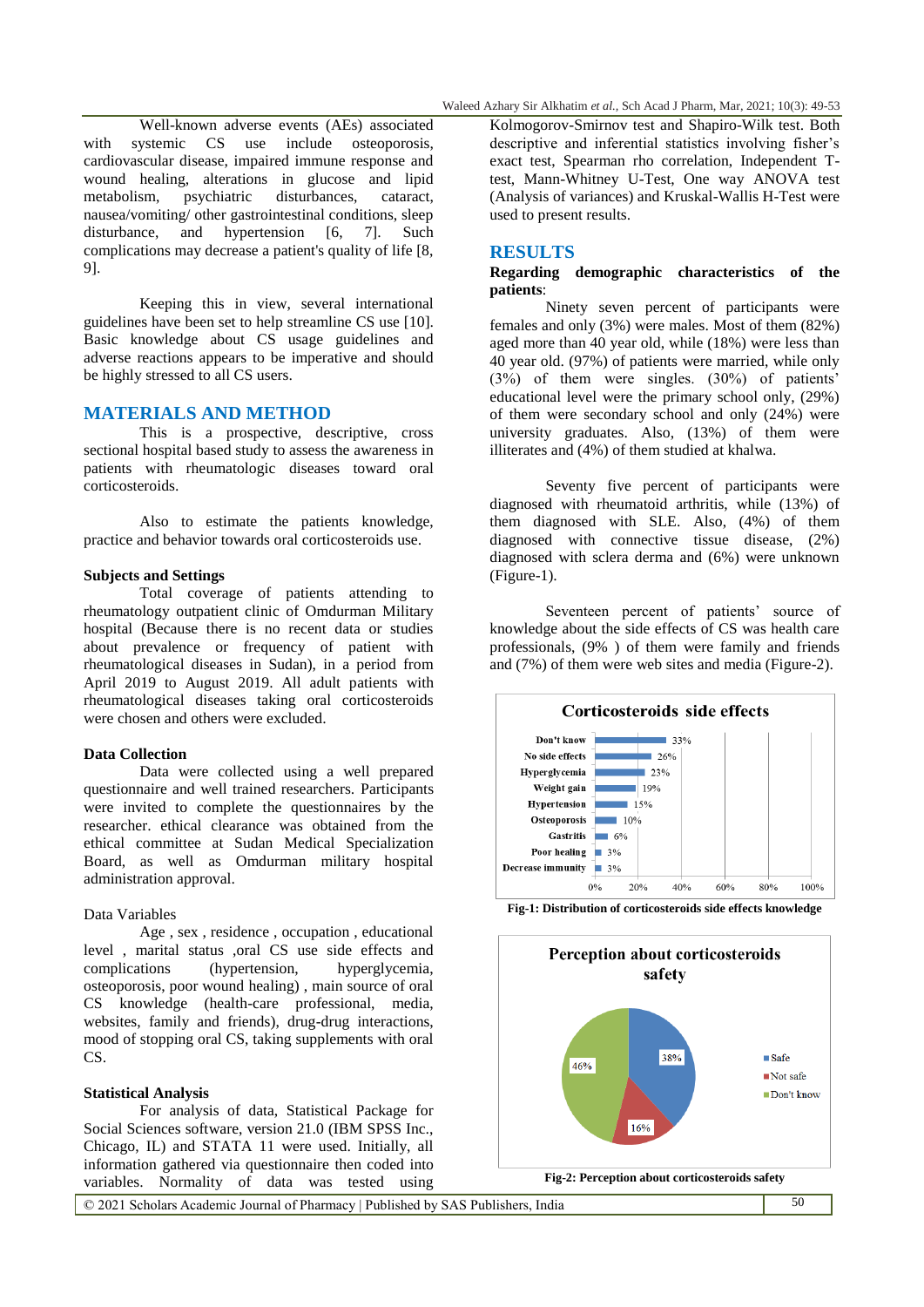Well-known adverse events (AEs) associated with systemic CS use include osteoporosis, cardiovascular disease, impaired immune response and wound healing, alterations in glucose and lipid metabolism, psychiatric disturbances, cataract, nausea/vomiting/ other gastrointestinal conditions, sleep disturbance, and hypertension [6, 7]. Such complications may decrease a patient's quality of life [8, 9].

Keeping this in view, several international guidelines have been set to help streamline CS use [10]. Basic knowledge about CS usage guidelines and adverse reactions appears to be imperative and should be highly stressed to all CS users.

## MATERIALS AND METHOD

This is a prospective, descriptive, cross sectional hospital based study to assess the awareness in patients with rheumatologic diseases toward oral corticosteroids.

Also to estimate the patients knowledge, practice and behavior towards oral corticosteroids use.

### Subjects and Settings

Total coverage of patients attending to rheumatology outpatient clinic of Omdurman Military hospital (Because there is no recent data or studies about prevalence or frequency of patient with rheumatological diseases in Sudan), in a period from April 2019 to August 2019. All adult patients with rheumatological diseases taking oral corticosteroids were chosen and others were excluded.

### Data Collection

Data were collected using a well prepared questionnaire and well trained researchers. Participants were invited to complete the questionnaires by the researcher. ethical clearance was obtained from the ethical committee at Sudan Medical Specialization Board, as well as Omdurman military hospital administration approval.

Data Variables

Age , sex , residence , occupation , educational level , marital status ,oral CS use side effects and complications (hypertension, hyperglycemia, osteoporosis, poor wound healing) , main source of oral CS knowledge (health-care professional, media, websites, family and friends), drug-drug interactions, mood of stopping oral CS, taking supplements with oral CS.

### Statistical Analysis

For analysis of data, Statistical Package for Social Sciences software, version 21.0 (IBM SPSS Inc., Chicago, IL) and STATA 11 were used. Initially, all information gathered via questionnaire then coded into variables. Normality of data was tested using Kolmogorov-Smirnov test and Shapiro-Wilk test. Both descriptive and inferential statistics involving fisher's exact test, Spearman rho correlation, Independent T-test, Mann-Whitney U-Test, One way ANOVA test (Analysis of variances) and Kruskal-Wallis H-Test were used to present results.

## RESULTS

**Regarding demographic characteristics of the patients**:

Ninety seven percent of participants were females and only (3%) were males. Most of them (82%) aged more than 40 year old, while (18%) were less than 40 year old. (97%) of patients were married, while only (3%) of them were singles. (30%) of patients' educational level were the primary school only, (29%) of them were secondary school and only (24%) were university graduates. Also, (13%) of them were illiterates and (4%) of them studied at khalwa.

Seventy five percent of participants were diagnosed with rheumatoid arthritis, while (13%) of them diagnosed with SLE. Also, (4%) of them diagnosed with connective tissue disease, (2%) diagnosed with sclera derma and (6%) were unknown (Figure-1).

Seventeen percent of patients' source of knowledge about the side effects of CS was health care professionals, (9% ) of them were family and friends and (7%) of them were web sites and media (Figure-2).

**Corticosteroids side effects**

| Side effect | Percentage |
|---|---|
| Don't know | 33% |
| No side effects | 26% |
| Hyperglycemia | 23% |
| Weight gain | 19% |
| Hypertension | 15% |
| Osteoporosis | 10% |
| Gastritis | 6% |
| Poor healing | 3% |
| Decrease immunity | 3% |

**Fig-1: Distribution of corticosteroids side effects knowledge**

**Perception about corticosteroids safety**

| Perception | Percentage |
|---|---|
| Safe | 38% |
| Not safe | 16% |
| Don't know | 46% |

**Fig-2: Perception about corticosteroids safety**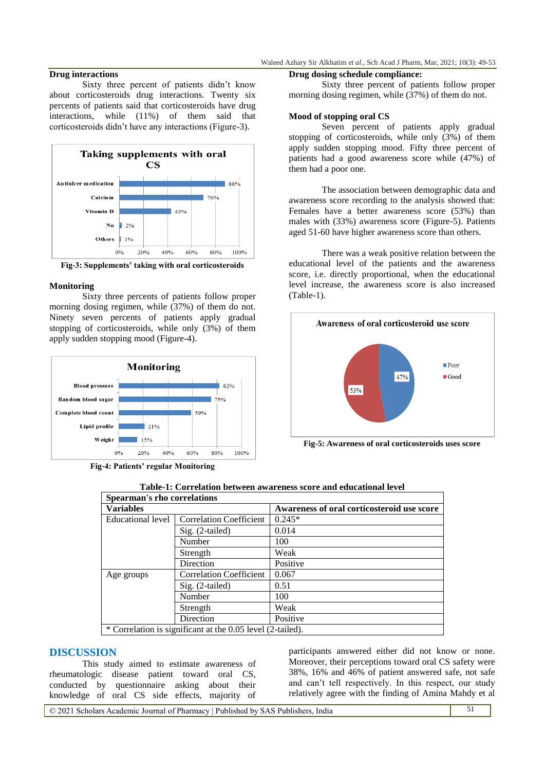### Drug interactions

Sixty three percent of patients didn't know about corticosteroids drug interactions. Twenty six percents of patients said that corticosteroids have drug interactions, while (11%) of them said that corticosteroids didn't have any interactions (Figure-3).

Fig-3: Supplements' taking with oral corticosteroids

### Monitoring

Sixty three percents of patients follow proper morning dosing regimen, while (37%) of them do not. Ninety seven percents of patients apply gradual stopping of corticosteroids, while only (3%) of them apply sudden stopping mood (Figure-4).

Fig-4: Patients' regular Monitoring

### Drug dosing schedule compliance:

Sixty three percent of patients follow proper morning dosing regimen, while (37%) of them do not.

### Mood of stopping oral CS

Seven percent of patients apply gradual stopping of corticosteroids, while only (3%) of them apply sudden stopping mood. Fifty three percent of patients had a good awareness score while (47%) of them had a poor one.

The association between demographic data and awareness score recording to the analysis showed that: Females have a better awareness score (53%) than males with (33%) awareness score (Figure-5). Patients aged 51-60 have higher awareness score than others.

There was a weak positive relation between the educational level of the patients and the awareness score, i.e. directly proportional, when the educational level increase, the awareness score is also increased (Table-1).

Fig-5: Awareness of oral corticosteroids uses score

**Table-1: Correlation between awareness score and educational level**

| Spearman's rho correlations | | |
|---|---|---|
| **Variables** | | **Awareness of oral corticosteroid use score** |
| Educational level | Correlation Coefficient | 0.245* |
| | Sig. (2-tailed) | 0.014 |
| | Number | 100 |
| | Strength | Weak |
| | Direction | Positive |
| Age groups | Correlation Coefficient | 0.067 |
| | Sig. (2-tailed) | 0.51 |
| | Number | 100 |
| | Strength | Weak |
| | Direction | Positive |
| * Correlation is significant at the 0.05 level (2-tailed). | | |

## DISCUSSION

This study aimed to estimate awareness of rheumatologic disease patient toward oral CS, conducted by questionnaire asking about their knowledge of oral CS side effects, majority of participants answered either did not know or none. Moreover, their perceptions toward oral CS safety were 38%, 16% and 46% of patient answered safe, not safe and can't tell respectively. In this respect, our study relatively agree with the finding of Amina Mahdy et al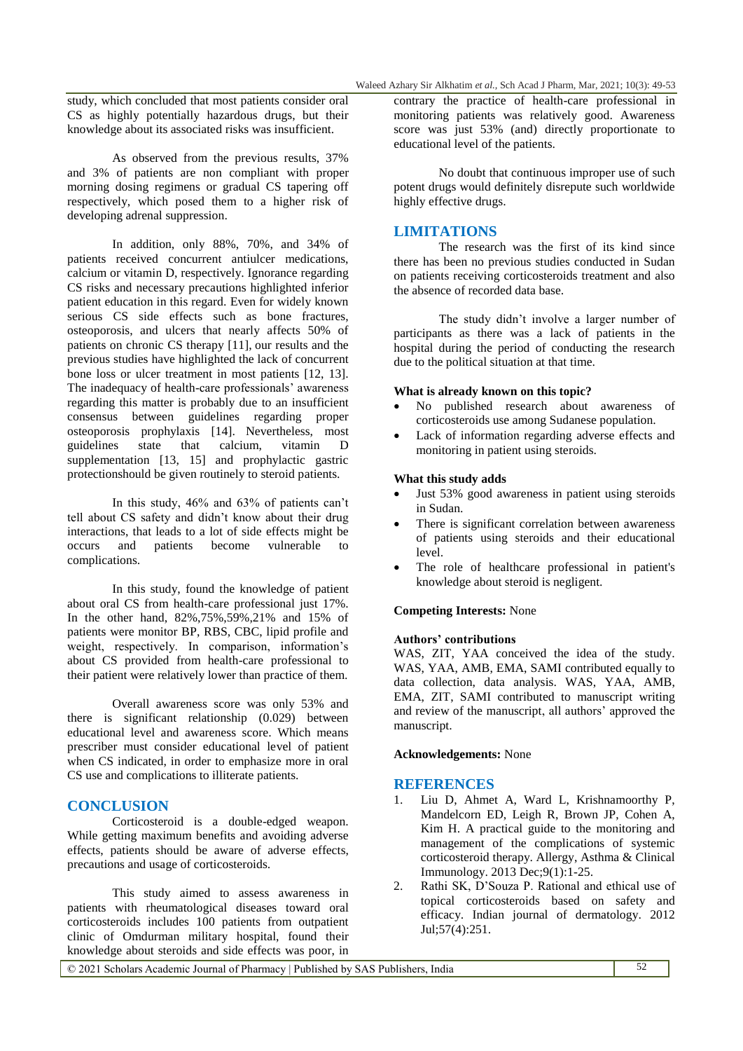study, which concluded that most patients consider oral CS as highly potentially hazardous drugs, but their knowledge about its associated risks was insufficient.

As observed from the previous results, 37% and 3% of patients are non compliant with proper morning dosing regimens or gradual CS tapering off respectively, which posed them to a higher risk of developing adrenal suppression.

In addition, only 88%, 70%, and 34% of patients received concurrent antiulcer medications, calcium or vitamin D, respectively. Ignorance regarding CS risks and necessary precautions highlighted inferior patient education in this regard. Even for widely known serious CS side effects such as bone fractures, osteoporosis, and ulcers that nearly affects 50% of patients on chronic CS therapy [11], our results and the previous studies have highlighted the lack of concurrent bone loss or ulcer treatment in most patients [12, 13]. The inadequacy of health-care professionals' awareness regarding this matter is probably due to an insufficient consensus between guidelines regarding proper osteoporosis prophylaxis [14]. Nevertheless, most guidelines state that calcium, vitamin D supplementation [13, 15] and prophylactic gastric protectionshould be given routinely to steroid patients.

In this study, 46% and 63% of patients can't tell about CS safety and didn't know about their drug interactions, that leads to a lot of side effects might be occurs and patients become vulnerable to complications.

In this study, found the knowledge of patient about oral CS from health-care professional just 17%. In the other hand, 82%,75%,59%,21% and 15% of patients were monitor BP, RBS, CBC, lipid profile and weight, respectively. In comparison, information's about CS provided from health-care professional to their patient were relatively lower than practice of them.

Overall awareness score was only 53% and there is significant relationship (0.029) between educational level and awareness score. Which means prescriber must consider educational level of patient when CS indicated, in order to emphasize more in oral CS use and complications to illiterate patients.

## CONCLUSION

Corticosteroid is a double-edged weapon. While getting maximum benefits and avoiding adverse effects, patients should be aware of adverse effects, precautions and usage of corticosteroids.

This study aimed to assess awareness in patients with rheumatological diseases toward oral corticosteroids includes 100 patients from outpatient clinic of Omdurman military hospital, found their knowledge about steroids and side effects was poor, in contrary the practice of health-care professional in monitoring patients was relatively good. Awareness score was just 53% (and) directly proportionate to educational level of the patients.

No doubt that continuous improper use of such potent drugs would definitely disrepute such worldwide highly effective drugs.

## LIMITATIONS

The research was the first of its kind since there has been no previous studies conducted in Sudan on patients receiving corticosteroids treatment and also the absence of recorded data base.

The study didn't involve a larger number of participants as there was a lack of patients in the hospital during the period of conducting the research due to the political situation at that time.

**What is already known on this topic?**

- No published research about awareness of corticosteroids use among Sudanese population.
- Lack of information regarding adverse effects and monitoring in patient using steroids.

**What this study adds**

- Just 53% good awareness in patient using steroids in Sudan.
- There is significant correlation between awareness of patients using steroids and their educational level.
- The role of healthcare professional in patient's knowledge about steroid is negligent.

**Competing Interests:** None

**Authors' contributions**

WAS, ZIT, YAA conceived the idea of the study. WAS, YAA, AMB, EMA, SAMI contributed equally to data collection, data analysis. WAS, YAA, AMB, EMA, ZIT, SAMI contributed to manuscript writing and review of the manuscript, all authors' approved the manuscript.

**Acknowledgements:** None

## REFERENCES

1. Liu D, Ahmet A, Ward L, Krishnamoorthy P, Mandelcorn ED, Leigh R, Brown JP, Cohen A, Kim H. A practical guide to the monitoring and management of the complications of systemic corticosteroid therapy. Allergy, Asthma & Clinical Immunology. 2013 Dec;9(1):1-25.
2. Rathi SK, D'Souza P. Rational and ethical use of topical corticosteroids based on safety and efficacy. Indian journal of dermatology. 2012 Jul;57(4):251.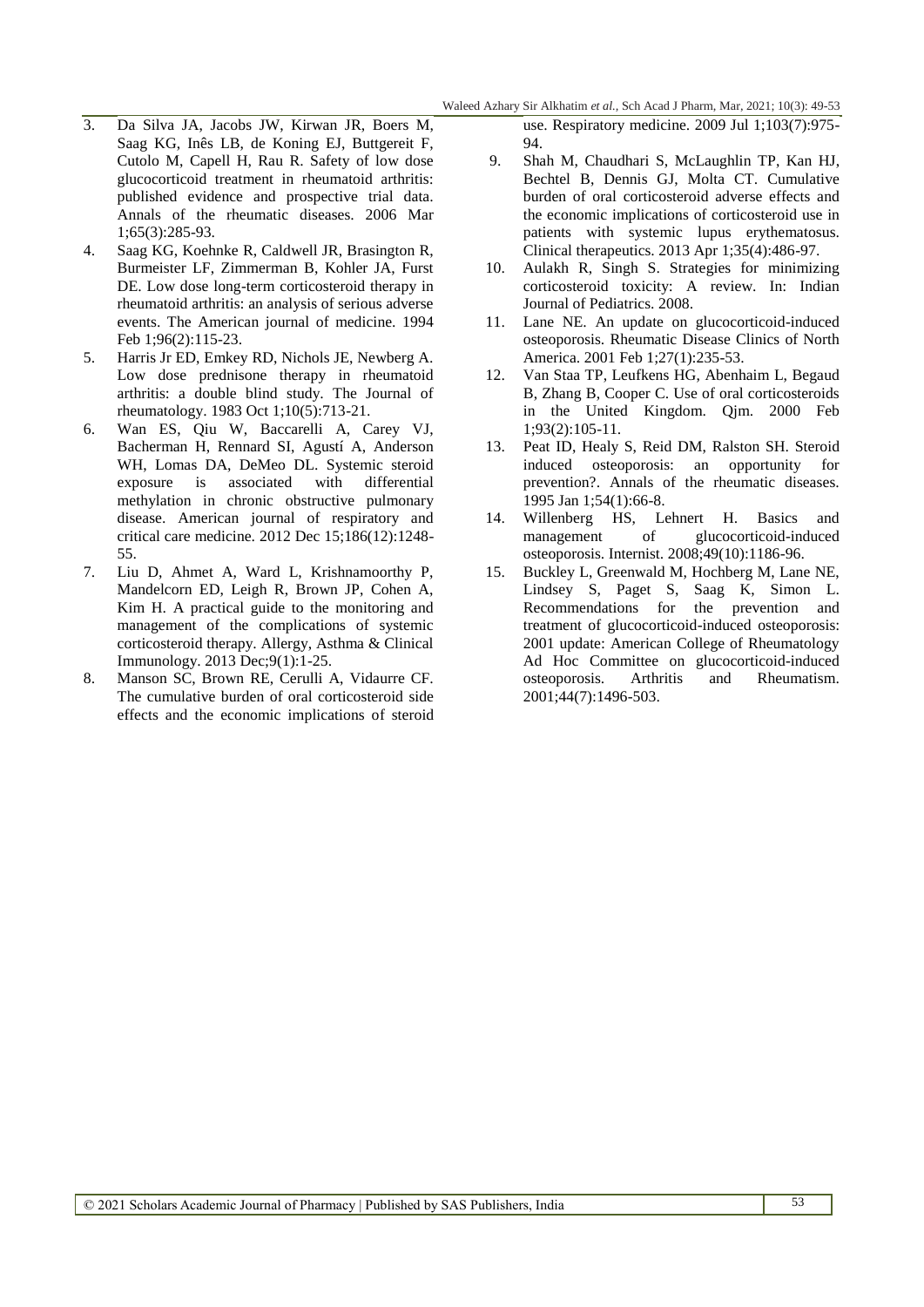3. Da Silva JA, Jacobs JW, Kirwan JR, Boers M, Saag KG, Inês LB, de Koning EJ, Buttgereit F, Cutolo M, Capell H, Rau R. Safety of low dose glucocorticoid treatment in rheumatoid arthritis: published evidence and prospective trial data. Annals of the rheumatic diseases. 2006 Mar 1;65(3):285-93.
4. Saag KG, Koehnke R, Caldwell JR, Brasington R, Burmeister LF, Zimmerman B, Kohler JA, Furst DE. Low dose long-term corticosteroid therapy in rheumatoid arthritis: an analysis of serious adverse events. The American journal of medicine. 1994 Feb 1;96(2):115-23.
5. Harris Jr ED, Emkey RD, Nichols JE, Newberg A. Low dose prednisone therapy in rheumatoid arthritis: a double blind study. The Journal of rheumatology. 1983 Oct 1;10(5):713-21.
6. Wan ES, Qiu W, Baccarelli A, Carey VJ, Bacherman H, Rennard SI, Agustí A, Anderson WH, Lomas DA, DeMeo DL. Systemic steroid exposure is associated with differential methylation in chronic obstructive pulmonary disease. American journal of respiratory and critical care medicine. 2012 Dec 15;186(12):1248-55.
7. Liu D, Ahmet A, Ward L, Krishnamoorthy P, Mandelcorn ED, Leigh R, Brown JP, Cohen A, Kim H. A practical guide to the monitoring and management of the complications of systemic corticosteroid therapy. Allergy, Asthma & Clinical Immunology. 2013 Dec;9(1):1-25.
8. Manson SC, Brown RE, Cerulli A, Vidaurre CF. The cumulative burden of oral corticosteroid side effects and the economic implications of steroid use. Respiratory medicine. 2009 Jul 1;103(7):975-94.
9. Shah M, Chaudhari S, McLaughlin TP, Kan HJ, Bechtel B, Dennis GJ, Molta CT. Cumulative burden of oral corticosteroid adverse effects and the economic implications of corticosteroid use in patients with systemic lupus erythematosus. Clinical therapeutics. 2013 Apr 1;35(4):486-97.
10. Aulakh R, Singh S. Strategies for minimizing corticosteroid toxicity: A review. In: Indian Journal of Pediatrics. 2008.
11. Lane NE. An update on glucocorticoid-induced osteoporosis. Rheumatic Disease Clinics of North America. 2001 Feb 1;27(1):235-53.
12. Van Staa TP, Leufkens HG, Abenhaim L, Begaud B, Zhang B, Cooper C. Use of oral corticosteroids in the United Kingdom. Qjm. 2000 Feb 1;93(2):105-11.
13. Peat ID, Healy S, Reid DM, Ralston SH. Steroid induced osteoporosis: an opportunity for prevention?. Annals of the rheumatic diseases. 1995 Jan 1;54(1):66-8.
14. Willenberg HS, Lehnert H. Basics and management of glucocorticoid-induced osteoporosis. Internist. 2008;49(10):1186-96.
15. Buckley L, Greenwald M, Hochberg M, Lane NE, Lindsey S, Paget S, Saag K, Simon L. Recommendations for the prevention and treatment of glucocorticoid-induced osteoporosis: 2001 update: American College of Rheumatology Ad Hoc Committee on glucocorticoid-induced osteoporosis. Arthritis and Rheumatism. 2001;44(7):1496-503.